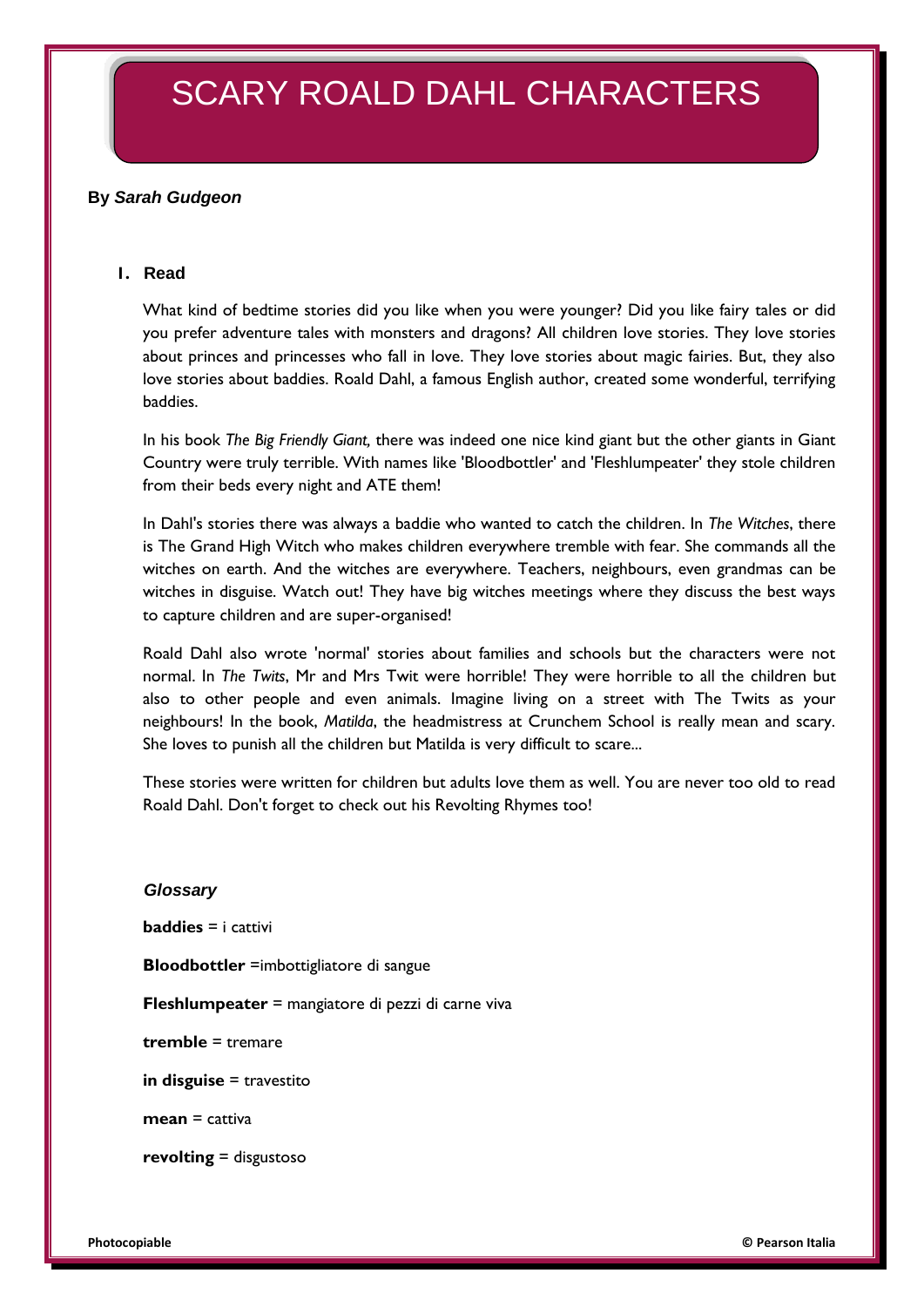# SCARY ROALD DAHL CHARACTERS

**By *Sarah Gudgeon***

## 1. Read

What kind of bedtime stories did you like when you were younger? Did you like fairy tales or did you prefer adventure tales with monsters and dragons? All children love stories. They love stories about princes and princesses who fall in love. They love stories about magic fairies. But, they also love stories about baddies. Roald Dahl, a famous English author, created some wonderful, terrifying baddies.

In his book *The Big Friendly Giant,* there was indeed one nice kind giant but the other giants in Giant Country were truly terrible. With names like 'Bloodbottler' and 'Fleshlumpeater' they stole children from their beds every night and ATE them!

In Dahl's stories there was always a baddie who wanted to catch the children. In *The Witches*, there is The Grand High Witch who makes children everywhere tremble with fear. She commands all the witches on earth. And the witches are everywhere. Teachers, neighbours, even grandmas can be witches in disguise. Watch out! They have big witches meetings where they discuss the best ways to capture children and are super-organised!

Roald Dahl also wrote 'normal' stories about families and schools but the characters were not normal. In *The Twits*, Mr and Mrs Twit were horrible! They were horrible to all the children but also to other people and even animals. Imagine living on a street with The Twits as your neighbours! In the book, *Matilda*, the headmistress at Crunchem School is really mean and scary. She loves to punish all the children but Matilda is very difficult to scare...

These stories were written for children but adults love them as well. You are never too old to read Roald Dahl. Don't forget to check out his Revolting Rhymes too!

### *Glossary*

**baddies** = i cattivi

**Bloodbottler** =imbottigliatore di sangue

**Fleshlumpeater** = mangiatore di pezzi di carne viva

**tremble** = tremare

**in disguise** = travestito

**mean** = cattiva

**revolting** = disgustoso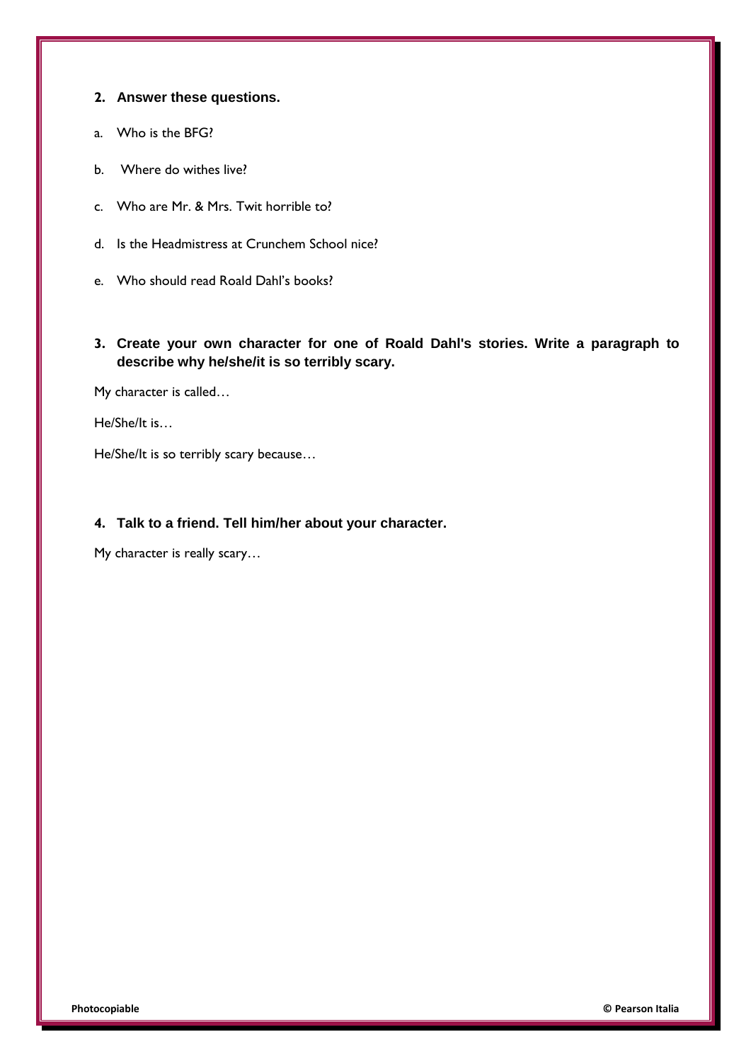**2. Answer these questions.**

a. Who is the BFG?

b. Where do withes live?

c. Who are Mr. & Mrs. Twit horrible to?

d. Is the Headmistress at Crunchem School nice?

e. Who should read Roald Dahl's books?

**3. Create your own character for one of Roald Dahl's stories. Write a paragraph to describe why he/she/it is so terribly scary.**

My character is called…

He/She/It is…

He/She/It is so terribly scary because…

**4. Talk to a friend. Tell him/her about your character.**

My character is really scary…

Photocopiable © Pearson Italia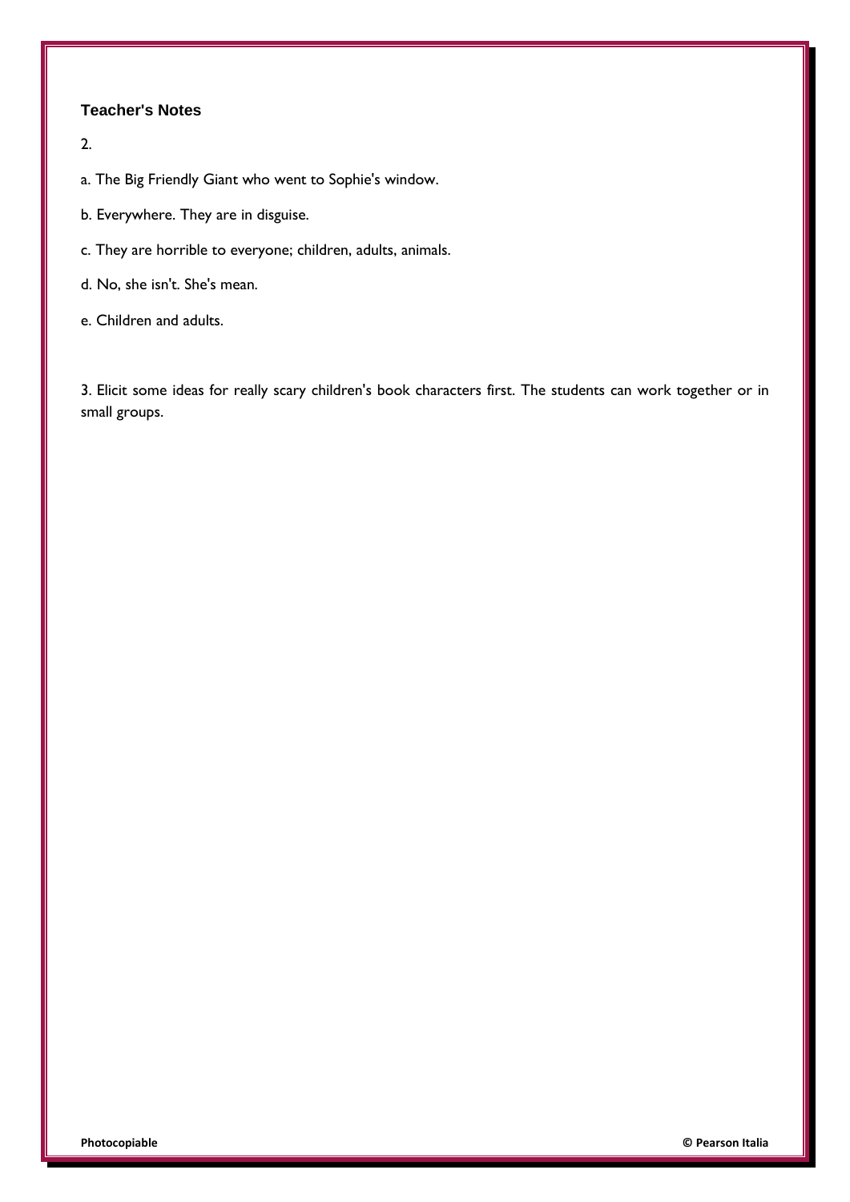**Teacher's Notes**

2.

a. The Big Friendly Giant who went to Sophie's window.

b. Everywhere. They are in disguise.

c. They are horrible to everyone; children, adults, animals.

d. No, she isn't. She's mean.

e. Children and adults.

3. Elicit some ideas for really scary children's book characters first. The students can work together or in small groups.

**Photocopiable** **© Pearson Italia**